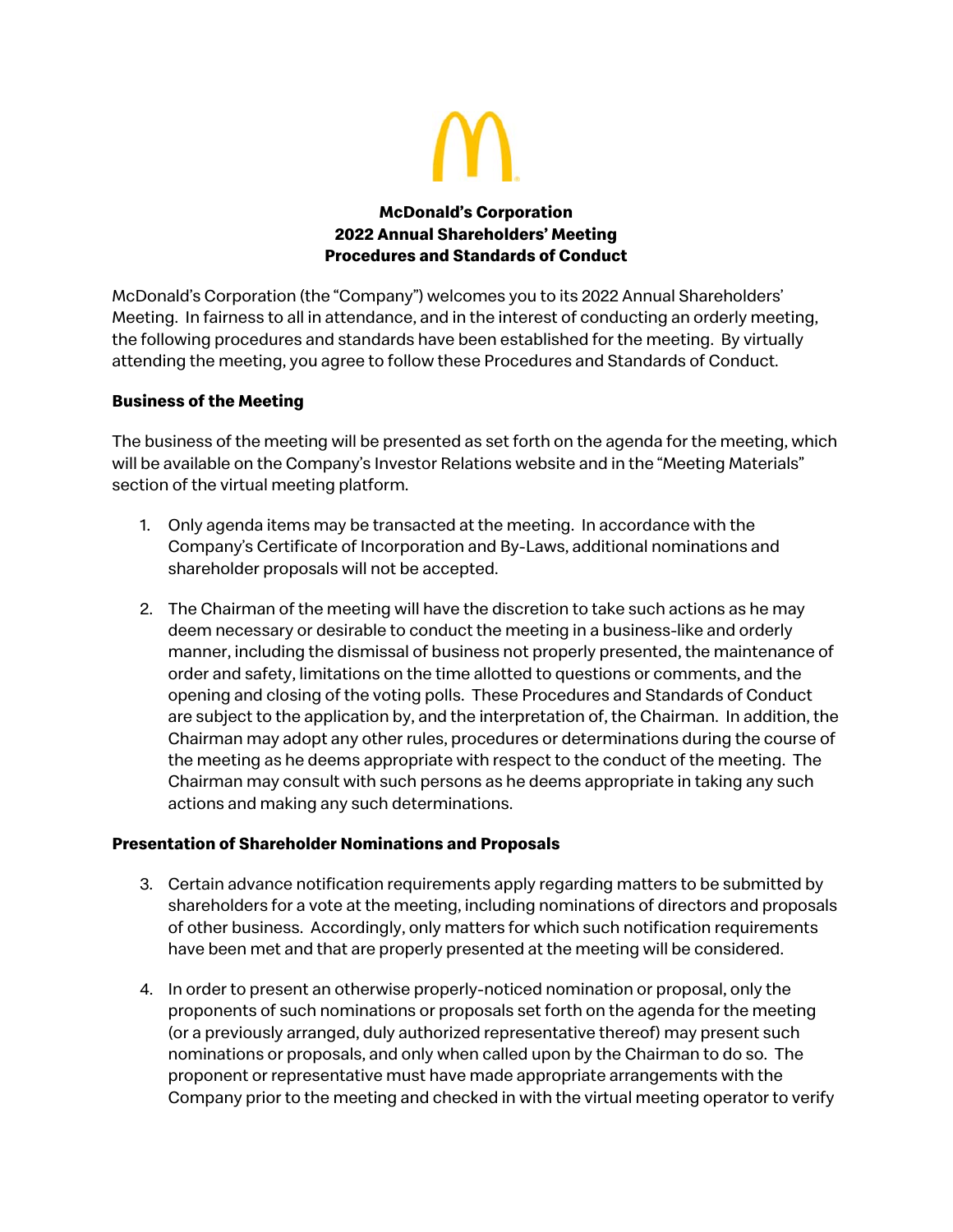# McDonald's Corporation
## 2022 Annual Shareholders' Meeting
## Procedures and Standards of Conduct

McDonald's Corporation (the "Company") welcomes you to its 2022 Annual Shareholders' Meeting. In fairness to all in attendance, and in the interest of conducting an orderly meeting, the following procedures and standards have been established for the meeting. By virtually attending the meeting, you agree to follow these Procedures and Standards of Conduct.

### Business of the Meeting

The business of the meeting will be presented as set forth on the agenda for the meeting, which will be available on the Company's Investor Relations website and in the "Meeting Materials" section of the virtual meeting platform.

1. Only agenda items may be transacted at the meeting. In accordance with the Company's Certificate of Incorporation and By-Laws, additional nominations and shareholder proposals will not be accepted.

2. The Chairman of the meeting will have the discretion to take such actions as he may deem necessary or desirable to conduct the meeting in a business-like and orderly manner, including the dismissal of business not properly presented, the maintenance of order and safety, limitations on the time allotted to questions or comments, and the opening and closing of the voting polls. These Procedures and Standards of Conduct are subject to the application by, and the interpretation of, the Chairman. In addition, the Chairman may adopt any other rules, procedures or determinations during the course of the meeting as he deems appropriate with respect to the conduct of the meeting. The Chairman may consult with such persons as he deems appropriate in taking any such actions and making any such determinations.

### Presentation of Shareholder Nominations and Proposals

3. Certain advance notification requirements apply regarding matters to be submitted by shareholders for a vote at the meeting, including nominations of directors and proposals of other business. Accordingly, only matters for which such notification requirements have been met and that are properly presented at the meeting will be considered.

4. In order to present an otherwise properly-noticed nomination or proposal, only the proponents of such nominations or proposals set forth on the agenda for the meeting (or a previously arranged, duly authorized representative thereof) may present such nominations or proposals, and only when called upon by the Chairman to do so. The proponent or representative must have made appropriate arrangements with the Company prior to the meeting and checked in with the virtual meeting operator to verify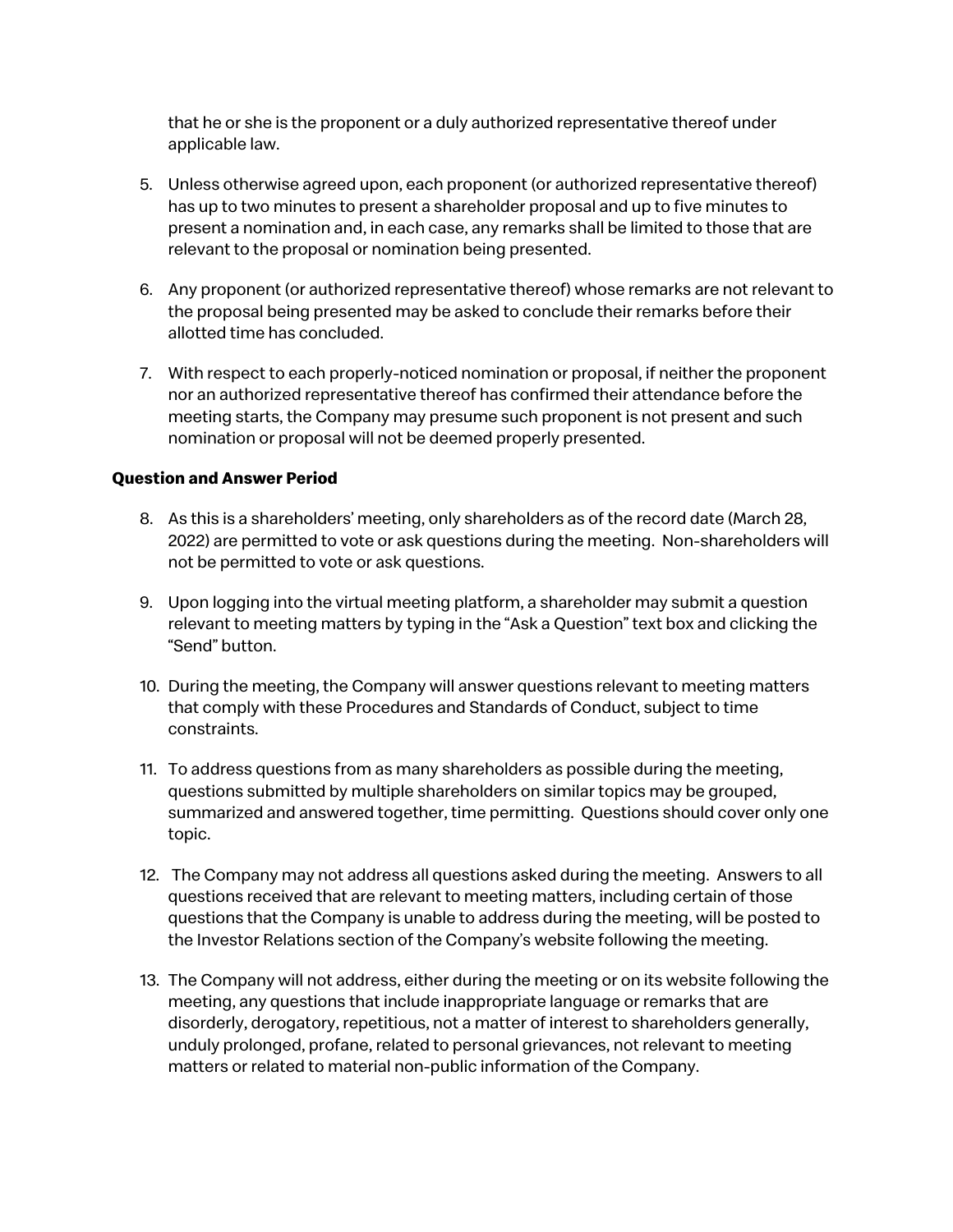that he or she is the proponent or a duly authorized representative thereof under applicable law.

5. Unless otherwise agreed upon, each proponent (or authorized representative thereof) has up to two minutes to present a shareholder proposal and up to five minutes to present a nomination and, in each case, any remarks shall be limited to those that are relevant to the proposal or nomination being presented.

6. Any proponent (or authorized representative thereof) whose remarks are not relevant to the proposal being presented may be asked to conclude their remarks before their allotted time has concluded.

7. With respect to each properly-noticed nomination or proposal, if neither the proponent nor an authorized representative thereof has confirmed their attendance before the meeting starts, the Company may presume such proponent is not present and such nomination or proposal will not be deemed properly presented.

**Question and Answer Period**

8. As this is a shareholders' meeting, only shareholders as of the record date (March 28, 2022) are permitted to vote or ask questions during the meeting. Non-shareholders will not be permitted to vote or ask questions.

9. Upon logging into the virtual meeting platform, a shareholder may submit a question relevant to meeting matters by typing in the "Ask a Question" text box and clicking the "Send" button.

10. During the meeting, the Company will answer questions relevant to meeting matters that comply with these Procedures and Standards of Conduct, subject to time constraints.

11. To address questions from as many shareholders as possible during the meeting, questions submitted by multiple shareholders on similar topics may be grouped, summarized and answered together, time permitting. Questions should cover only one topic.

12. The Company may not address all questions asked during the meeting. Answers to all questions received that are relevant to meeting matters, including certain of those questions that the Company is unable to address during the meeting, will be posted to the Investor Relations section of the Company's website following the meeting.

13. The Company will not address, either during the meeting or on its website following the meeting, any questions that include inappropriate language or remarks that are disorderly, derogatory, repetitious, not a matter of interest to shareholders generally, unduly prolonged, profane, related to personal grievances, not relevant to meeting matters or related to material non-public information of the Company.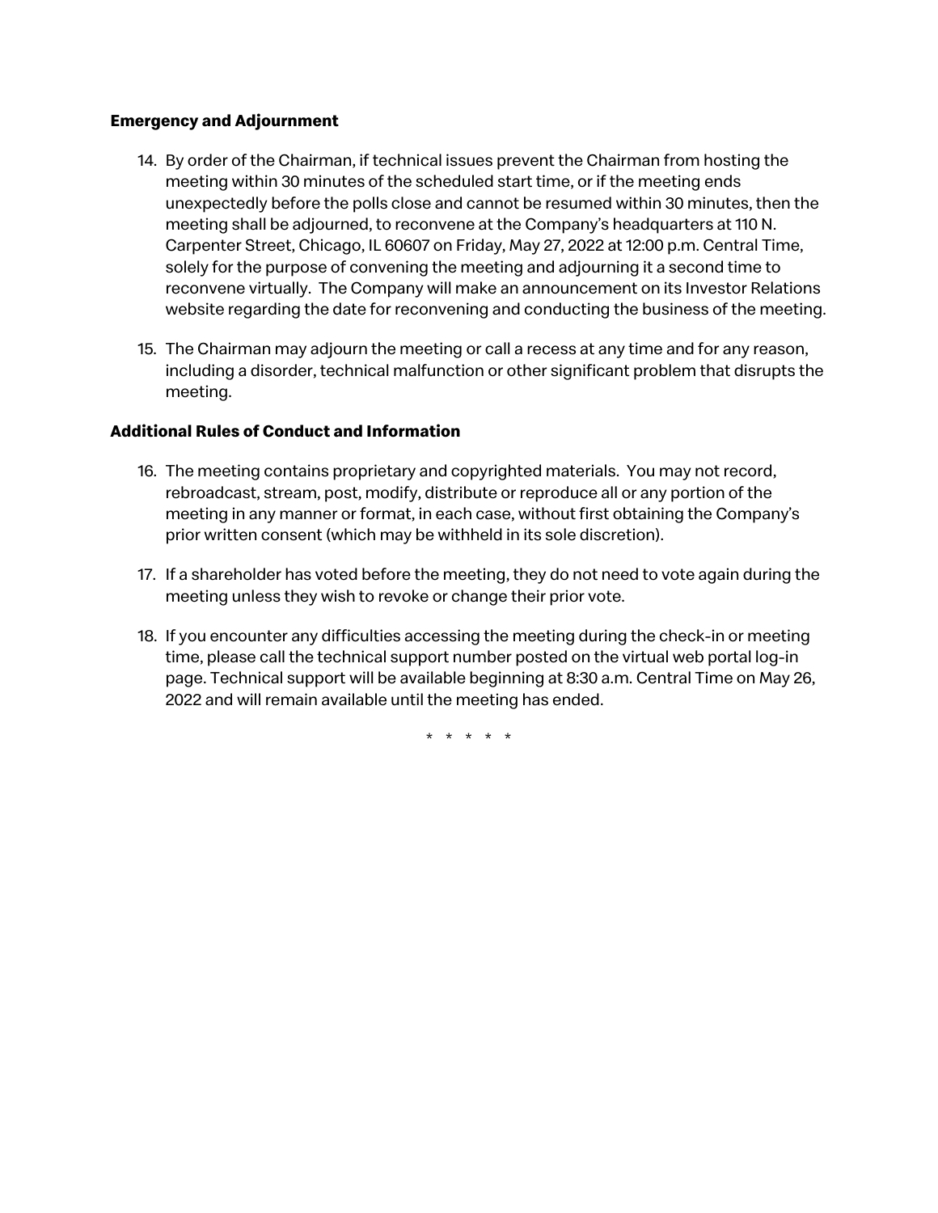**Emergency and Adjournment**

14. By order of the Chairman, if technical issues prevent the Chairman from hosting the meeting within 30 minutes of the scheduled start time, or if the meeting ends unexpectedly before the polls close and cannot be resumed within 30 minutes, then the meeting shall be adjourned, to reconvene at the Company's headquarters at 110 N. Carpenter Street, Chicago, IL 60607 on Friday, May 27, 2022 at 12:00 p.m. Central Time, solely for the purpose of convening the meeting and adjourning it a second time to reconvene virtually. The Company will make an announcement on its Investor Relations website regarding the date for reconvening and conducting the business of the meeting.

15. The Chairman may adjourn the meeting or call a recess at any time and for any reason, including a disorder, technical malfunction or other significant problem that disrupts the meeting.

**Additional Rules of Conduct and Information**

16. The meeting contains proprietary and copyrighted materials. You may not record, rebroadcast, stream, post, modify, distribute or reproduce all or any portion of the meeting in any manner or format, in each case, without first obtaining the Company's prior written consent (which may be withheld in its sole discretion).

17. If a shareholder has voted before the meeting, they do not need to vote again during the meeting unless they wish to revoke or change their prior vote.

18. If you encounter any difficulties accessing the meeting during the check-in or meeting time, please call the technical support number posted on the virtual web portal log-in page. Technical support will be available beginning at 8:30 a.m. Central Time on May 26, 2022 and will remain available until the meeting has ended.

\* \* \* \* \*